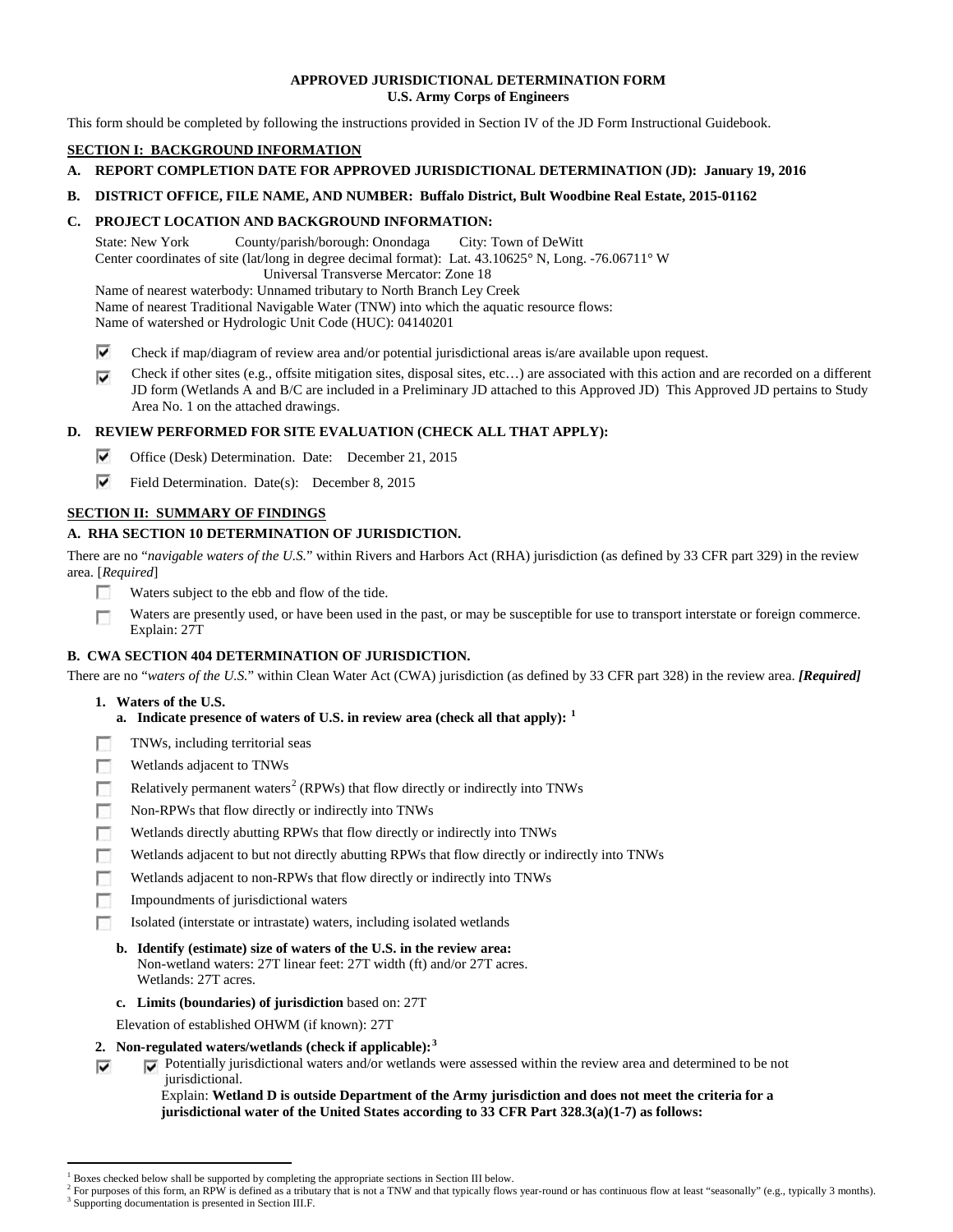**APPROVED JURISDICTIONAL DETERMINATION FORM**
**U.S. Army Corps of Engineers**

This form should be completed by following the instructions provided in Section IV of the JD Form Instructional Guidebook.

**SECTION I: BACKGROUND INFORMATION**

**A. REPORT COMPLETION DATE FOR APPROVED JURISDICTIONAL DETERMINATION (JD): January 19, 2016**

**B. DISTRICT OFFICE, FILE NAME, AND NUMBER: Buffalo District, Bult Woodbine Real Estate, 2015-01162**

**C. PROJECT LOCATION AND BACKGROUND INFORMATION:**

State: New York County/parish/borough: Onondaga City: Town of DeWitt
Center coordinates of site (lat/long in degree decimal format): Lat. 43.10625° N, Long. -76.06711° W
Universal Transverse Mercator: Zone 18
Name of nearest waterbody: Unnamed tributary to North Branch Ley Creek
Name of nearest Traditional Navigable Water (TNW) into which the aquatic resource flows:
Name of watershed or Hydrologic Unit Code (HUC): 04140201

☑ Check if map/diagram of review area and/or potential jurisdictional areas is/are available upon request.

☑ Check if other sites (e.g., offsite mitigation sites, disposal sites, etc…) are associated with this action and are recorded on a different JD form (Wetlands A and B/C are included in a Preliminary JD attached to this Approved JD) This Approved JD pertains to Study Area No. 1 on the attached drawings.

**D. REVIEW PERFORMED FOR SITE EVALUATION (CHECK ALL THAT APPLY):**

☑ Office (Desk) Determination. Date: December 21, 2015

☑ Field Determination. Date(s): December 8, 2015

**SECTION II: SUMMARY OF FINDINGS**

**A. RHA SECTION 10 DETERMINATION OF JURISDICTION.**

There are no "*navigable waters of the U.S.*" within Rivers and Harbors Act (RHA) jurisdiction (as defined by 33 CFR part 329) in the review area. [*Required*]

☐ Waters subject to the ebb and flow of the tide.

☐ Waters are presently used, or have been used in the past, or may be susceptible for use to transport interstate or foreign commerce. Explain: 27T

**B. CWA SECTION 404 DETERMINATION OF JURISDICTION.**

There are no "*waters of the U.S.*" within Clean Water Act (CWA) jurisdiction (as defined by 33 CFR part 328) in the review area. ***[Required]***

**1. Waters of the U.S.**

**a. Indicate presence of waters of U.S. in review area (check all that apply): [1]**

☐ TNWs, including territorial seas
☐ Wetlands adjacent to TNWs
☐ Relatively permanent waters[2] (RPWs) that flow directly or indirectly into TNWs
☐ Non-RPWs that flow directly or indirectly into TNWs
☐ Wetlands directly abutting RPWs that flow directly or indirectly into TNWs
☐ Wetlands adjacent to but not directly abutting RPWs that flow directly or indirectly into TNWs
☐ Wetlands adjacent to non-RPWs that flow directly or indirectly into TNWs
☐ Impoundments of jurisdictional waters
☐ Isolated (interstate or intrastate) waters, including isolated wetlands

**b. Identify (estimate) size of waters of the U.S. in the review area:**
Non-wetland waters: 27T linear feet: 27T width (ft) and/or 27T acres.
Wetlands: 27T acres.

**c. Limits (boundaries) of jurisdiction** based on: 27T

Elevation of established OHWM (if known): 27T

**2. Non-regulated waters/wetlands (check if applicable): [3]**

☑ ☑ Potentially jurisdictional waters and/or wetlands were assessed within the review area and determined to be not jurisdictional.
Explain: **Wetland D is outside Department of the Army jurisdiction and does not meet the criteria for a jurisdictional water of the United States according to 33 CFR Part 328.3(a)(1-7) as follows:**

---

[1] Boxes checked below shall be supported by completing the appropriate sections in Section III below.
[2] For purposes of this form, an RPW is defined as a tributary that is not a TNW and that typically flows year-round or has continuous flow at least "seasonally" (e.g., typically 3 months).
[3] Supporting documentation is presented in Section III.F.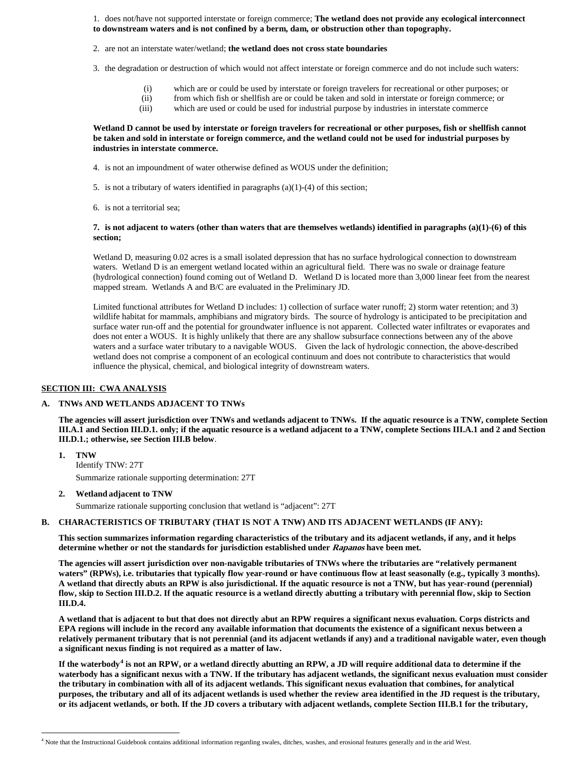1. does not/have not supported interstate or foreign commerce; **The wetland does not provide any ecological interconnect to downstream waters and is not confined by a berm, dam, or obstruction other than topography.**

2. are not an interstate water/wetland; **the wetland does not cross state boundaries**

3. the degradation or destruction of which would not affect interstate or foreign commerce and do not include such waters:

   (i) which are or could be used by interstate or foreign travelers for recreational or other purposes; or
   (ii) from which fish or shellfish are or could be taken and sold in interstate or foreign commerce; or
   (iii) which are used or could be used for industrial purpose by industries in interstate commerce

**Wetland D cannot be used by interstate or foreign travelers for recreational or other purposes, fish or shellfish cannot be taken and sold in interstate or foreign commerce, and the wetland could not be used for industrial purposes by industries in interstate commerce.**

4. is not an impoundment of water otherwise defined as WOUS under the definition;

5. is not a tributary of waters identified in paragraphs (a)(1)-(4) of this section;

6. is not a territorial sea;

**7. is not adjacent to waters (other than waters that are themselves wetlands) identified in paragraphs (a)(1)-(6) of this section;**

Wetland D, measuring 0.02 acres is a small isolated depression that has no surface hydrological connection to downstream waters. Wetland D is an emergent wetland located within an agricultural field. There was no swale or drainage feature (hydrological connection) found coming out of Wetland D. Wetland D is located more than 3,000 linear feet from the nearest mapped stream. Wetlands A and B/C are evaluated in the Preliminary JD.

Limited functional attributes for Wetland D includes: 1) collection of surface water runoff; 2) storm water retention; and 3) wildlife habitat for mammals, amphibians and migratory birds. The source of hydrology is anticipated to be precipitation and surface water run-off and the potential for groundwater influence is not apparent. Collected water infiltrates or evaporates and does not enter a WOUS. It is highly unlikely that there are any shallow subsurface connections between any of the above waters and a surface water tributary to a navigable WOUS. Given the lack of hydrologic connection, the above-described wetland does not comprise a component of an ecological continuum and does not contribute to characteristics that would influence the physical, chemical, and biological integrity of downstream waters.

## SECTION III: CWA ANALYSIS

### A. TNWs AND WETLANDS ADJACENT TO TNWs

**The agencies will assert jurisdiction over TNWs and wetlands adjacent to TNWs. If the aquatic resource is a TNW, complete Section III.A.1 and Section III.D.1. only; if the aquatic resource is a wetland adjacent to a TNW, complete Sections III.A.1 and 2 and Section III.D.1.; otherwise, see Section III.B below.**

**1. TNW**

Identify TNW: 27T

Summarize rationale supporting determination: 27T

**2. Wetland adjacent to TNW**

Summarize rationale supporting conclusion that wetland is "adjacent": 27T

### B. CHARACTERISTICS OF TRIBUTARY (THAT IS NOT A TNW) AND ITS ADJACENT WETLANDS (IF ANY):

**This section summarizes information regarding characteristics of the tributary and its adjacent wetlands, if any, and it helps determine whether or not the standards for jurisdiction established under *Rapanos* have been met.**

**The agencies will assert jurisdiction over non-navigable tributaries of TNWs where the tributaries are "relatively permanent waters" (RPWs), i.e. tributaries that typically flow year-round or have continuous flow at least seasonally (e.g., typically 3 months). A wetland that directly abuts an RPW is also jurisdictional. If the aquatic resource is not a TNW, but has year-round (perennial) flow, skip to Section III.D.2. If the aquatic resource is a wetland directly abutting a tributary with perennial flow, skip to Section III.D.4.**

**A wetland that is adjacent to but that does not directly abut an RPW requires a significant nexus evaluation. Corps districts and EPA regions will include in the record any available information that documents the existence of a significant nexus between a relatively permanent tributary that is not perennial (and its adjacent wetlands if any) and a traditional navigable water, even though a significant nexus finding is not required as a matter of law.**

**If the waterbody[4] is not an RPW, or a wetland directly abutting an RPW, a JD will require additional data to determine if the waterbody has a significant nexus with a TNW. If the tributary has adjacent wetlands, the significant nexus evaluation must consider the tributary in combination with all of its adjacent wetlands. This significant nexus evaluation that combines, for analytical purposes, the tributary and all of its adjacent wetlands is used whether the review area identified in the JD request is the tributary, or its adjacent wetlands, or both. If the JD covers a tributary with adjacent wetlands, complete Section III.B.1 for the tributary,**

[4] Note that the Instructional Guidebook contains additional information regarding swales, ditches, washes, and erosional features generally and in the arid West.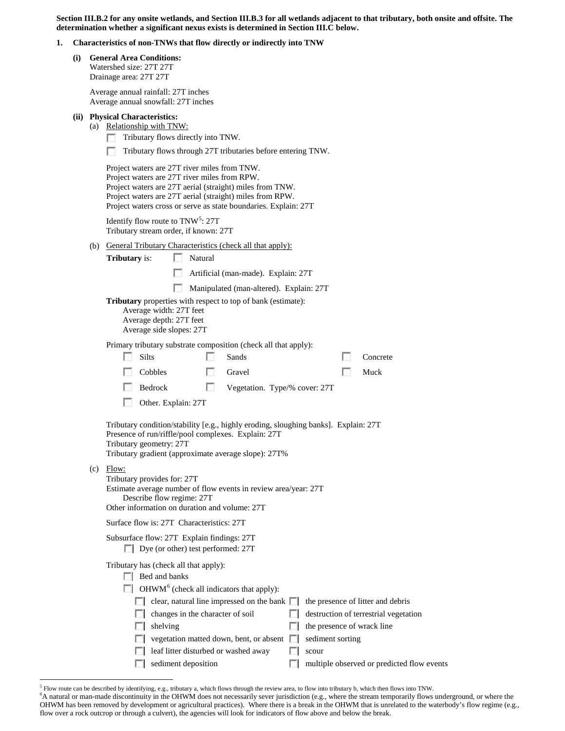**Section III.B.2 for any onsite wetlands, and Section III.B.3 for all wetlands adjacent to that tributary, both onsite and offsite. The determination whether a significant nexus exists is determined in Section III.C below.**

**1. Characteristics of non-TNWs that flow directly or indirectly into TNW**

**(i) General Area Conditions:**

Watershed size: 27T 27T
Drainage area: 27T 27T

Average annual rainfall: 27T inches
Average annual snowfall: 27T inches

**(ii) Physical Characteristics:**

(a) Relationship with TNW:

- ☐ Tributary flows directly into TNW.
- ☐ Tributary flows through 27T tributaries before entering TNW.

Project waters are 27T river miles from TNW.
Project waters are 27T river miles from RPW.
Project waters are 27T aerial (straight) miles from TNW.
Project waters are 27T aerial (straight) miles from RPW.
Project waters cross or serve as state boundaries. Explain: 27T

Identify flow route to TNW[5]: 27T
Tributary stream order, if known: 27T

(b) General Tributary Characteristics (check all that apply):

**Tributary** is:
- ☐ Natural
- ☐ Artificial (man-made). Explain: 27T
- ☐ Manipulated (man-altered). Explain: 27T

**Tributary** properties with respect to top of bank (estimate):
Average width: 27T feet
Average depth: 27T feet
Average side slopes: 27T

Primary tributary substrate composition (check all that apply):
- ☐ Silts
- ☐ Sands
- ☐ Concrete
- ☐ Cobbles
- ☐ Gravel
- ☐ Muck
- ☐ Bedrock
- ☐ Vegetation. Type/% cover: 27T
- ☐ Other. Explain: 27T

Tributary condition/stability [e.g., highly eroding, sloughing banks]. Explain: 27T
Presence of run/riffle/pool complexes. Explain: 27T
Tributary geometry: 27T
Tributary gradient (approximate average slope): 27T%

(c) Flow:

Tributary provides for: 27T
Estimate average number of flow events in review area/year: 27T
Describe flow regime: 27T
Other information on duration and volume: 27T

Surface flow is: 27T Characteristics: 27T

Subsurface flow: 27T Explain findings: 27T
- ☐ Dye (or other) test performed: 27T

Tributary has (check all that apply):
- ☐ Bed and banks
- ☐ OHWM[6] (check all indicators that apply):
  - ☐ clear, natural line impressed on the bank
  - ☐ the presence of litter and debris
  - ☐ changes in the character of soil
  - ☐ destruction of terrestrial vegetation
  - ☐ shelving
  - ☐ the presence of wrack line
  - ☐ vegetation matted down, bent, or absent
  - ☐ sediment sorting
  - ☐ leaf litter disturbed or washed away
  - ☐ scour
  - ☐ sediment deposition
  - ☐ multiple observed or predicted flow events

---

[5] Flow route can be described by identifying, e.g., tributary a, which flows through the review area, to flow into tributary b, which then flows into TNW.

[6] A natural or man-made discontinuity in the OHWM does not necessarily sever jurisdiction (e.g., where the stream temporarily flows underground, or where the OHWM has been removed by development or agricultural practices). Where there is a break in the OHWM that is unrelated to the waterbody's flow regime (e.g., flow over a rock outcrop or through a culvert), the agencies will look for indicators of flow above and below the break.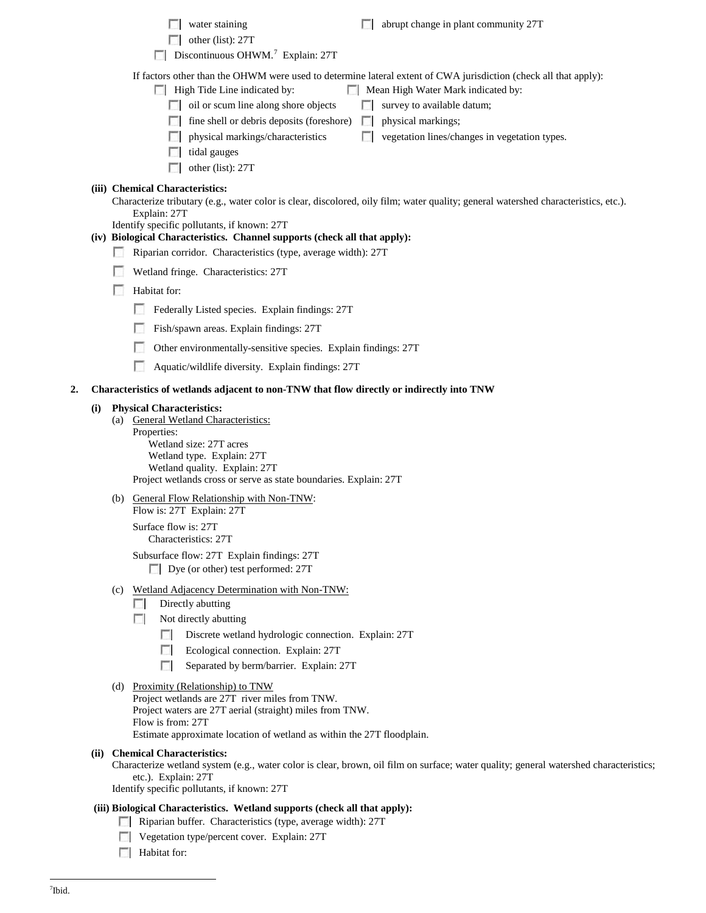☐ water staining ☐ abrupt change in plant community 27T

☐ other (list): 27T

☐ Discontinuous OHWM.[7] Explain: 27T

If factors other than the OHWM were used to determine lateral extent of CWA jurisdiction (check all that apply):

☐ High Tide Line indicated by:
- ☐ oil or scum line along shore objects
- ☐ fine shell or debris deposits (foreshore)
- ☐ physical markings/characteristics
- ☐ tidal gauges
- ☐ other (list): 27T

☐ Mean High Water Mark indicated by:
- ☐ survey to available datum;
- ☐ physical markings;
- ☐ vegetation lines/changes in vegetation types.

**(iii) Chemical Characteristics:**

Characterize tributary (e.g., water color is clear, discolored, oily film; water quality; general watershed characteristics, etc.). Explain: 27T

Identify specific pollutants, if known: 27T

**(iv) Biological Characteristics. Channel supports (check all that apply):**

☐ Riparian corridor. Characteristics (type, average width): 27T

☐ Wetland fringe. Characteristics: 27T

☐ Habitat for:

- ☐ Federally Listed species. Explain findings: 27T
- ☐ Fish/spawn areas. Explain findings: 27T
- ☐ Other environmentally-sensitive species. Explain findings: 27T
- ☐ Aquatic/wildlife diversity. Explain findings: 27T

**2. Characteristics of wetlands adjacent to non-TNW that flow directly or indirectly into TNW**

**(i) Physical Characteristics:**

(a) General Wetland Characteristics:

Properties:

Wetland size: 27T acres

Wetland type. Explain: 27T

Wetland quality. Explain: 27T

Project wetlands cross or serve as state boundaries. Explain: 27T

(b) General Flow Relationship with Non-TNW:

Flow is: 27T Explain: 27T

Surface flow is: 27T

Characteristics: 27T

Subsurface flow: 27T Explain findings: 27T

☐ Dye (or other) test performed: 27T

(c) Wetland Adjacency Determination with Non-TNW:

☐ Directly abutting

☐ Not directly abutting

- ☐ Discrete wetland hydrologic connection. Explain: 27T
- ☐ Ecological connection. Explain: 27T
- ☐ Separated by berm/barrier. Explain: 27T

(d) Proximity (Relationship) to TNW

Project wetlands are 27T river miles from TNW.

Project waters are 27T aerial (straight) miles from TNW.

Flow is from: 27T

Estimate approximate location of wetland as within the 27T floodplain.

**(ii) Chemical Characteristics:**

Characterize wetland system (e.g., water color is clear, brown, oil film on surface; water quality; general watershed characteristics; etc.). Explain: 27T

Identify specific pollutants, if known: 27T

**(iii) Biological Characteristics. Wetland supports (check all that apply):**

☐ Riparian buffer. Characteristics (type, average width): 27T

☐ Vegetation type/percent cover. Explain: 27T

☐ Habitat for:

---

[7]Ibid.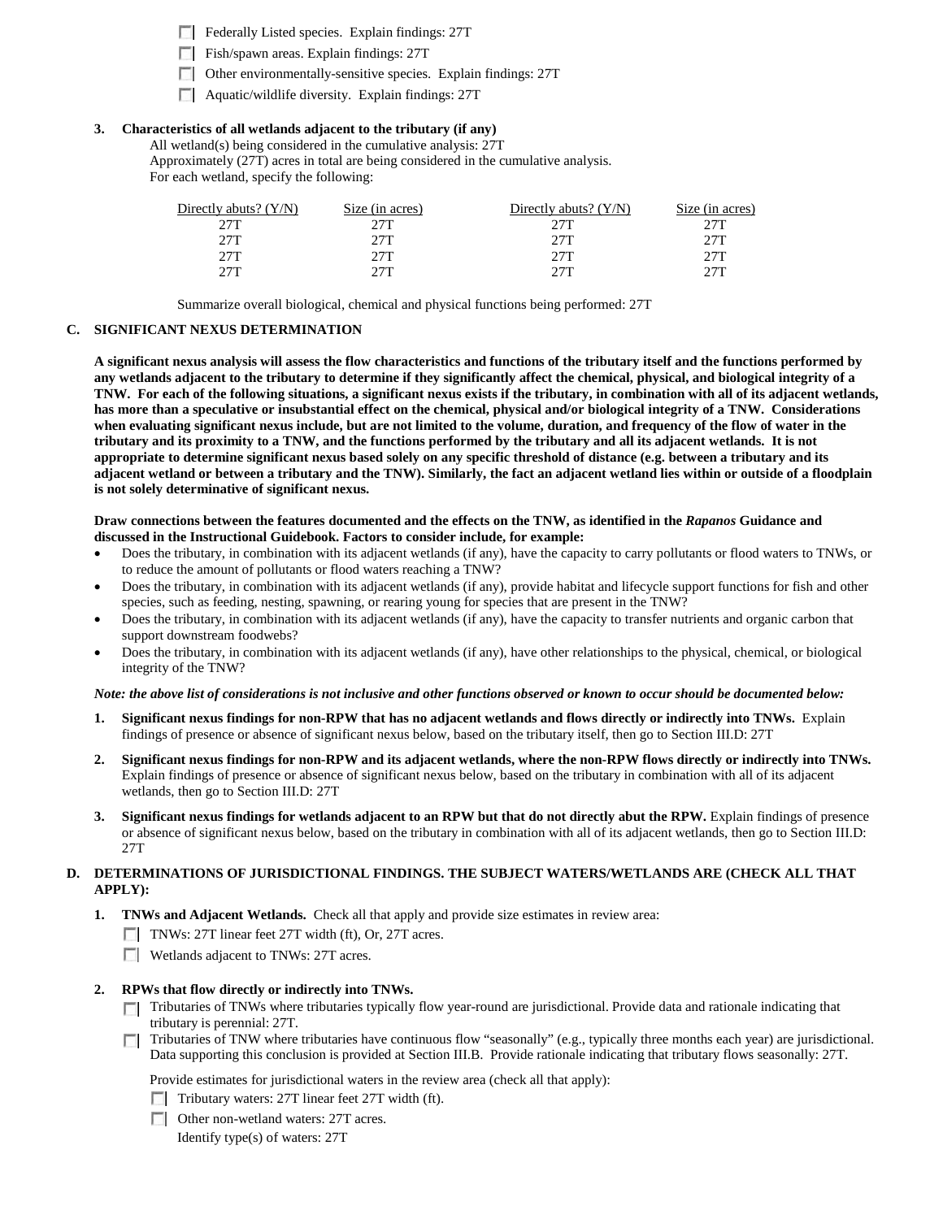- ☐ Federally Listed species. Explain findings: 27T
- ☐ Fish/spawn areas. Explain findings: 27T
- ☐ Other environmentally-sensitive species. Explain findings: 27T
- ☐ Aquatic/wildlife diversity. Explain findings: 27T

**3. Characteristics of all wetlands adjacent to the tributary (if any)**

All wetland(s) being considered in the cumulative analysis: 27T
Approximately (27T) acres in total are being considered in the cumulative analysis.
For each wetland, specify the following:

| Directly abuts? (Y/N) | Size (in acres) | Directly abuts? (Y/N) | Size (in acres) |
|---|---|---|---|
| 27T | 27T | 27T | 27T |
| 27T | 27T | 27T | 27T |
| 27T | 27T | 27T | 27T |
| 27T | 27T | 27T | 27T |

Summarize overall biological, chemical and physical functions being performed: 27T

## C. SIGNIFICANT NEXUS DETERMINATION

**A significant nexus analysis will assess the flow characteristics and functions of the tributary itself and the functions performed by any wetlands adjacent to the tributary to determine if they significantly affect the chemical, physical, and biological integrity of a TNW. For each of the following situations, a significant nexus exists if the tributary, in combination with all of its adjacent wetlands, has more than a speculative or insubstantial effect on the chemical, physical and/or biological integrity of a TNW. Considerations when evaluating significant nexus include, but are not limited to the volume, duration, and frequency of the flow of water in the tributary and its proximity to a TNW, and the functions performed by the tributary and all its adjacent wetlands. It is not appropriate to determine significant nexus based solely on any specific threshold of distance (e.g. between a tributary and its adjacent wetland or between a tributary and the TNW). Similarly, the fact an adjacent wetland lies within or outside of a floodplain is not solely determinative of significant nexus.**

**Draw connections between the features documented and the effects on the TNW, as identified in the *Rapanos* Guidance and discussed in the Instructional Guidebook. Factors to consider include, for example:**

- Does the tributary, in combination with its adjacent wetlands (if any), have the capacity to carry pollutants or flood waters to TNWs, or to reduce the amount of pollutants or flood waters reaching a TNW?
- Does the tributary, in combination with its adjacent wetlands (if any), provide habitat and lifecycle support functions for fish and other species, such as feeding, nesting, spawning, or rearing young for species that are present in the TNW?
- Does the tributary, in combination with its adjacent wetlands (if any), have the capacity to transfer nutrients and organic carbon that support downstream foodwebs?
- Does the tributary, in combination with its adjacent wetlands (if any), have other relationships to the physical, chemical, or biological integrity of the TNW?

***Note: the above list of considerations is not inclusive and other functions observed or known to occur should be documented below:***

1. **Significant nexus findings for non-RPW that has no adjacent wetlands and flows directly or indirectly into TNWs.** Explain findings of presence or absence of significant nexus below, based on the tributary itself, then go to Section III.D: 27T

2. **Significant nexus findings for non-RPW and its adjacent wetlands, where the non-RPW flows directly or indirectly into TNWs.** Explain findings of presence or absence of significant nexus below, based on the tributary in combination with all of its adjacent wetlands, then go to Section III.D: 27T

3. **Significant nexus findings for wetlands adjacent to an RPW but that do not directly abut the RPW.** Explain findings of presence or absence of significant nexus below, based on the tributary in combination with all of its adjacent wetlands, then go to Section III.D: 27T

## D. DETERMINATIONS OF JURISDICTIONAL FINDINGS. THE SUBJECT WATERS/WETLANDS ARE (CHECK ALL THAT APPLY):

**1. TNWs and Adjacent Wetlands.** Check all that apply and provide size estimates in review area:

- ☐ TNWs: 27T linear feet 27T width (ft), Or, 27T acres.
- ☐ Wetlands adjacent to TNWs: 27T acres.

**2. RPWs that flow directly or indirectly into TNWs.**

- ☐ Tributaries of TNWs where tributaries typically flow year-round are jurisdictional. Provide data and rationale indicating that tributary is perennial: 27T.
- ☐ Tributaries of TNW where tributaries have continuous flow "seasonally" (e.g., typically three months each year) are jurisdictional. Data supporting this conclusion is provided at Section III.B. Provide rationale indicating that tributary flows seasonally: 27T.

Provide estimates for jurisdictional waters in the review area (check all that apply):

- ☐ Tributary waters: 27T linear feet 27T width (ft).
- ☐ Other non-wetland waters: 27T acres.

Identify type(s) of waters: 27T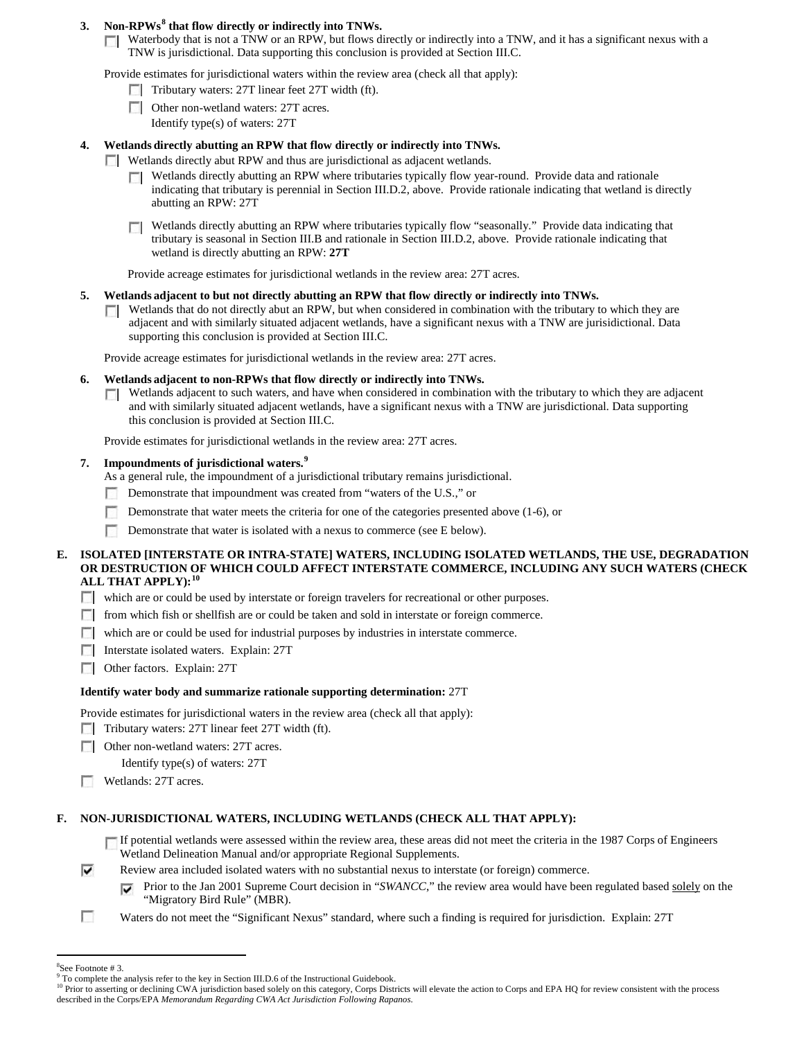**3. Non-RPWs[8] that flow directly or indirectly into TNWs.**

☐ Waterbody that is not a TNW or an RPW, but flows directly or indirectly into a TNW, and it has a significant nexus with a TNW is jurisdictional. Data supporting this conclusion is provided at Section III.C.

Provide estimates for jurisdictional waters within the review area (check all that apply):

- ☐ Tributary waters: 27T linear feet 27T width (ft).
- ☐ Other non-wetland waters: 27T acres.
  Identify type(s) of waters: 27T

**4. Wetlands directly abutting an RPW that flow directly or indirectly into TNWs.**

☐ Wetlands directly abut RPW and thus are jurisdictional as adjacent wetlands.

- ☐ Wetlands directly abutting an RPW where tributaries typically flow year-round. Provide data and rationale indicating that tributary is perennial in Section III.D.2, above. Provide rationale indicating that wetland is directly abutting an RPW: 27T
- ☐ Wetlands directly abutting an RPW where tributaries typically flow "seasonally." Provide data indicating that tributary is seasonal in Section III.B and rationale in Section III.D.2, above. Provide rationale indicating that wetland is directly abutting an RPW: **27T**

Provide acreage estimates for jurisdictional wetlands in the review area: 27T acres.

**5. Wetlands adjacent to but not directly abutting an RPW that flow directly or indirectly into TNWs.**

☐ Wetlands that do not directly abut an RPW, but when considered in combination with the tributary to which they are adjacent and with similarly situated adjacent wetlands, have a significant nexus with a TNW are jurisidictional. Data supporting this conclusion is provided at Section III.C.

Provide acreage estimates for jurisdictional wetlands in the review area: 27T acres.

**6. Wetlands adjacent to non-RPWs that flow directly or indirectly into TNWs.**

☐ Wetlands adjacent to such waters, and have when considered in combination with the tributary to which they are adjacent and with similarly situated adjacent wetlands, have a significant nexus with a TNW are jurisdictional. Data supporting this conclusion is provided at Section III.C.

Provide estimates for jurisdictional wetlands in the review area: 27T acres.

**7. Impoundments of jurisdictional waters.[9]**

As a general rule, the impoundment of a jurisdictional tributary remains jurisdictional.

- ☐ Demonstrate that impoundment was created from "waters of the U.S.," or
- ☐ Demonstrate that water meets the criteria for one of the categories presented above (1-6), or
- ☐ Demonstrate that water is isolated with a nexus to commerce (see E below).

**E. ISOLATED [INTERSTATE OR INTRA-STATE] WATERS, INCLUDING ISOLATED WETLANDS, THE USE, DEGRADATION OR DESTRUCTION OF WHICH COULD AFFECT INTERSTATE COMMERCE, INCLUDING ANY SUCH WATERS (CHECK ALL THAT APPLY):[10]**

- ☐ which are or could be used by interstate or foreign travelers for recreational or other purposes.
- ☐ from which fish or shellfish are or could be taken and sold in interstate or foreign commerce.
- ☐ which are or could be used for industrial purposes by industries in interstate commerce.
- ☐ Interstate isolated waters. Explain: 27T
- ☐ Other factors. Explain: 27T

**Identify water body and summarize rationale supporting determination:** 27T

Provide estimates for jurisdictional waters in the review area (check all that apply):

- ☐ Tributary waters: 27T linear feet 27T width (ft).
- ☐ Other non-wetland waters: 27T acres.
  Identify type(s) of waters: 27T
- ☐ Wetlands: 27T acres.

**F. NON-JURISDICTIONAL WATERS, INCLUDING WETLANDS (CHECK ALL THAT APPLY):**

- ☐ If potential wetlands were assessed within the review area, these areas did not meet the criteria in the 1987 Corps of Engineers Wetland Delineation Manual and/or appropriate Regional Supplements.
- ☑ Review area included isolated waters with no substantial nexus to interstate (or foreign) commerce.
  - ☑ Prior to the Jan 2001 Supreme Court decision in "*SWANCC*," the review area would have been regulated based solely on the "Migratory Bird Rule" (MBR).
- ☐ Waters do not meet the "Significant Nexus" standard, where such a finding is required for jurisdiction. Explain: 27T

---

[8] See Footnote # 3.

[9] To complete the analysis refer to the key in Section III.D.6 of the Instructional Guidebook.

[10] Prior to asserting or declining CWA jurisdiction based solely on this category, Corps Districts will elevate the action to Corps and EPA HQ for review consistent with the process described in the Corps/EPA *Memorandum Regarding CWA Act Jurisdiction Following Rapanos.*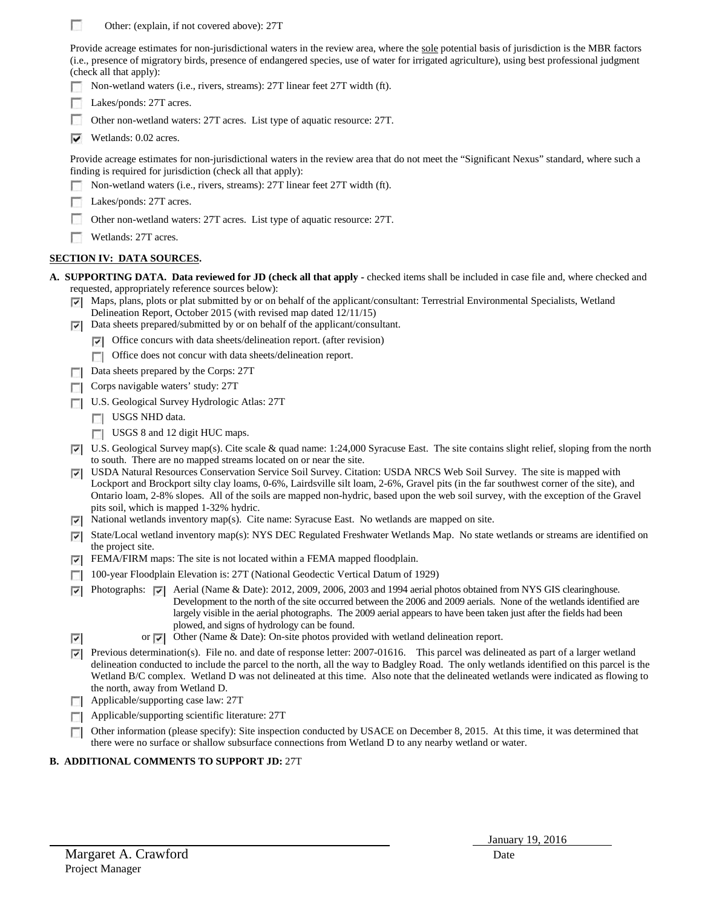☐ Other: (explain, if not covered above): 27T

Provide acreage estimates for non-jurisdictional waters in the review area, where the sole potential basis of jurisdiction is the MBR factors (i.e., presence of migratory birds, presence of endangered species, use of water for irrigated agriculture), using best professional judgment (check all that apply):

☐ Non-wetland waters (i.e., rivers, streams): 27T linear feet 27T width (ft).

☐ Lakes/ponds: 27T acres.

☐ Other non-wetland waters: 27T acres. List type of aquatic resource: 27T.

☑ Wetlands: 0.02 acres.

Provide acreage estimates for non-jurisdictional waters in the review area that do not meet the "Significant Nexus" standard, where such a finding is required for jurisdiction (check all that apply):

☐ Non-wetland waters (i.e., rivers, streams): 27T linear feet 27T width (ft).

☐ Lakes/ponds: 27T acres.

☐ Other non-wetland waters: 27T acres. List type of aquatic resource: 27T.

☐ Wetlands: 27T acres.

## SECTION IV: DATA SOURCES.

**A. SUPPORTING DATA. Data reviewed for JD (check all that apply** - checked items shall be included in case file and, where checked and requested, appropriately reference sources below):

- ☑ Maps, plans, plots or plat submitted by or on behalf of the applicant/consultant: Terrestrial Environmental Specialists, Wetland Delineation Report, October 2015 (with revised map dated 12/11/15)
- ☑ Data sheets prepared/submitted by or on behalf of the applicant/consultant.
  - ☑ Office concurs with data sheets/delineation report. (after revision)
  - ☐ Office does not concur with data sheets/delineation report.
- ☐ Data sheets prepared by the Corps: 27T
- ☐ Corps navigable waters' study: 27T
- ☐ U.S. Geological Survey Hydrologic Atlas: 27T
  - ☐ USGS NHD data.
  - ☐ USGS 8 and 12 digit HUC maps.
- ☑ U.S. Geological Survey map(s). Cite scale & quad name: 1:24,000 Syracuse East. The site contains slight relief, sloping from the north to south. There are no mapped streams located on or near the site.
- ☑ USDA Natural Resources Conservation Service Soil Survey. Citation: USDA NRCS Web Soil Survey. The site is mapped with Lockport and Brockport silty clay loams, 0-6%, Lairdsville silt loam, 2-6%, Gravel pits (in the far southwest corner of the site), and Ontario loam, 2-8% slopes. All of the soils are mapped non-hydric, based upon the web soil survey, with the exception of the Gravel pits soil, which is mapped 1-32% hydric.
- ☑ National wetlands inventory map(s). Cite name: Syracuse East. No wetlands are mapped on site.
- ☑ State/Local wetland inventory map(s): NYS DEC Regulated Freshwater Wetlands Map. No state wetlands or streams are identified on the project site.
- ☑ FEMA/FIRM maps: The site is not located within a FEMA mapped floodplain.
- ☐ 100-year Floodplain Elevation is: 27T (National Geodectic Vertical Datum of 1929)
- ☑ Photographs: ☑ Aerial (Name & Date): 2012, 2009, 2006, 2003 and 1994 aerial photos obtained from NYS GIS clearinghouse. Development to the north of the site occurred between the 2006 and 2009 aerials. None of the wetlands identified are largely visible in the aerial photographs. The 2009 aerial appears to have been taken just after the fields had been plowed, and signs of hydrology can be found.
- ☑ or ☑ Other (Name & Date): On-site photos provided with wetland delineation report.
- ☑ Previous determination(s). File no. and date of response letter: 2007-01616. This parcel was delineated as part of a larger wetland delineation conducted to include the parcel to the north, all the way to Badgley Road. The only wetlands identified on this parcel is the Wetland B/C complex. Wetland D was not delineated at this time. Also note that the delineated wetlands were indicated as flowing to the north, away from Wetland D.
- ☐ Applicable/supporting case law: 27T
- ☐ Applicable/supporting scientific literature: 27T
- ☐ Other information (please specify): Site inspection conducted by USACE on December 8, 2015. At this time, it was determined that there were no surface or shallow subsurface connections from Wetland D to any nearby wetland or water.

**B. ADDITIONAL COMMENTS TO SUPPORT JD:** 27T

Margaret A. Crawford
Project Manager

January 19, 2016
Date